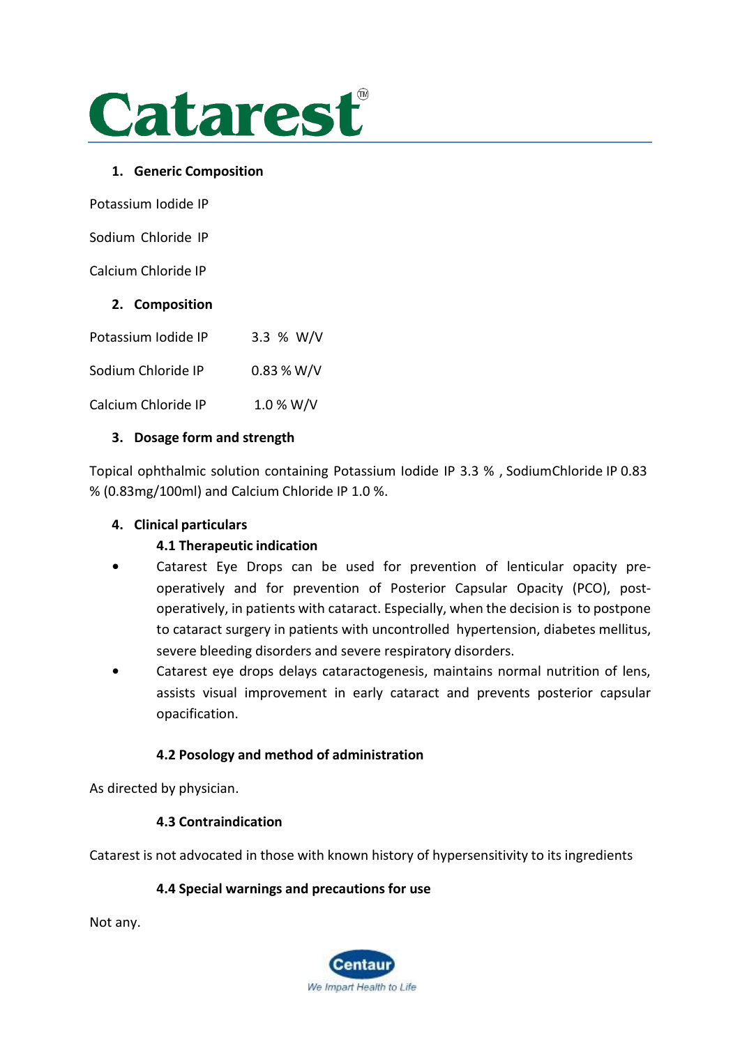# Catarest™

1. **Generic Composition**

Potassium Iodide IP

Sodium Chloride IP

Calcium Chloride IP

2. **Composition**

| | |
|---|---|
| Potassium Iodide IP | 3.3 % W/V |
| Sodium Chloride IP | 0.83 % W/V |
| Calcium Chloride IP | 1.0 % W/V |

3. **Dosage form and strength**

Topical ophthalmic solution containing Potassium Iodide IP 3.3 % , SodiumChloride IP 0.83 % (0.83mg/100ml) and Calcium Chloride IP 1.0 %.

4. **Clinical particulars**

**4.1 Therapeutic indication**

- Catarest Eye Drops can be used for prevention of lenticular opacity pre-operatively and for prevention of Posterior Capsular Opacity (PCO), post-operatively, in patients with cataract. Especially, when the decision is to postpone to cataract surgery in patients with uncontrolled hypertension, diabetes mellitus, severe bleeding disorders and severe respiratory disorders.
- Catarest eye drops delays cataractogenesis, maintains normal nutrition of lens, assists visual improvement in early cataract and prevents posterior capsular opacification.

**4.2 Posology and method of administration**

As directed by physician.

**4.3 Contraindication**

Catarest is not advocated in those with known history of hypersensitivity to its ingredients

**4.4 Special warnings and precautions for use**

Not any.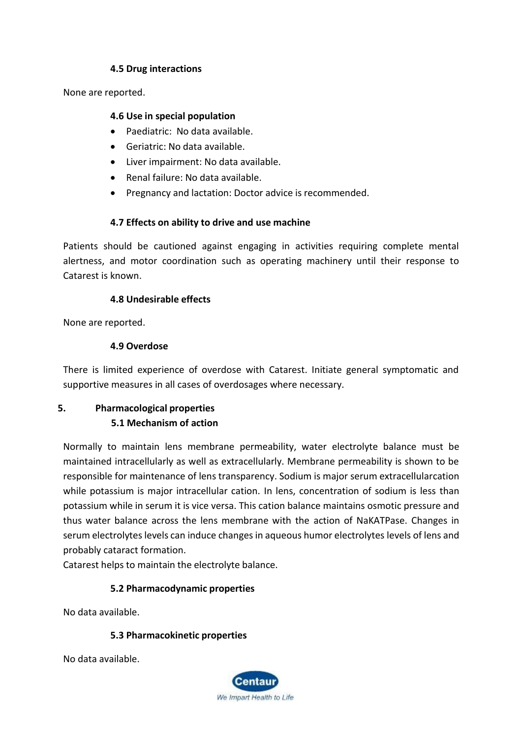### 4.5 Drug interactions

None are reported.

### 4.6 Use in special population

- Paediatric: No data available.
- Geriatric: No data available.
- Liver impairment: No data available.
- Renal failure: No data available.
- Pregnancy and lactation: Doctor advice is recommended.

### 4.7 Effects on ability to drive and use machine

Patients should be cautioned against engaging in activities requiring complete mental alertness, and motor coordination such as operating machinery until their response to Catarest is known.

### 4.8 Undesirable effects

None are reported.

### 4.9 Overdose

There is limited experience of overdose with Catarest. Initiate general symptomatic and supportive measures in all cases of overdosages where necessary.

## 5. Pharmacological properties

### 5.1 Mechanism of action

Normally to maintain lens membrane permeability, water electrolyte balance must be maintained intracellularly as well as extracellularly. Membrane permeability is shown to be responsible for maintenance of lens transparency. Sodium is major serum extracellularcation while potassium is major intracellular cation. In lens, concentration of sodium is less than potassium while in serum it is vice versa. This cation balance maintains osmotic pressure and thus water balance across the lens membrane with the action of NaKATPase. Changes in serum electrolytes levels can induce changes in aqueous humor electrolytes levels of lens and probably cataract formation.
Catarest helps to maintain the electrolyte balance.

### 5.2 Pharmacodynamic properties

No data available.

### 5.3 Pharmacokinetic properties

No data available.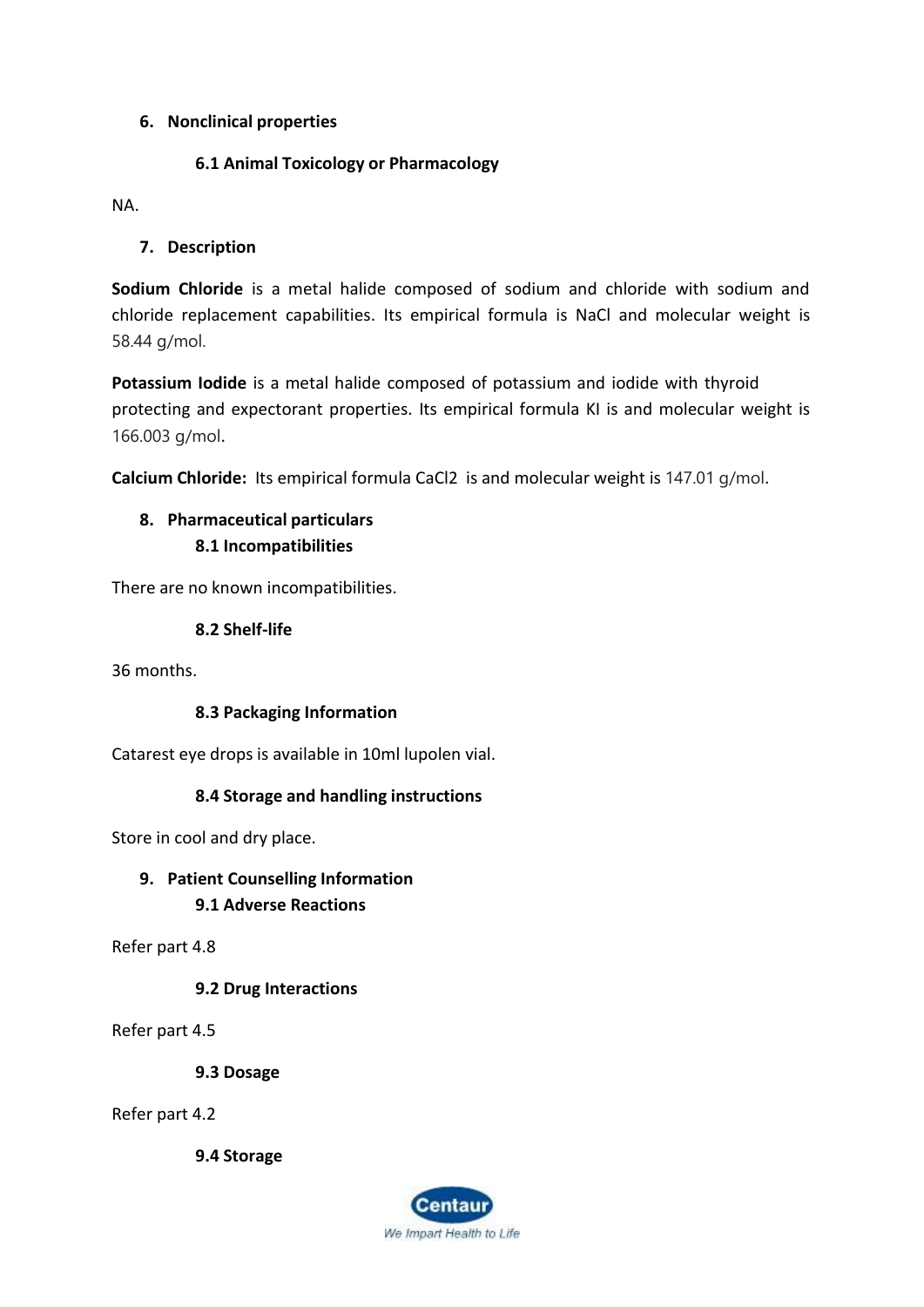## 6. Nonclinical properties

### 6.1 Animal Toxicology or Pharmacology

NA.

## 7. Description

**Sodium Chloride** is a metal halide composed of sodium and chloride with sodium and chloride replacement capabilities. Its empirical formula is NaCl and molecular weight is 58.44 g/mol.

**Potassium Iodide** is a metal halide composed of potassium and iodide with thyroid protecting and expectorant properties. Its empirical formula KI is and molecular weight is 166.003 g/mol.

**Calcium Chloride:** Its empirical formula $CaCl_2$ is and molecular weight is 147.01 g/mol.

## 8. Pharmaceutical particulars

### 8.1 Incompatibilities

There are no known incompatibilities.

### 8.2 Shelf-life

36 months.

### 8.3 Packaging Information

Catarest eye drops is available in 10ml lupolen vial.

### 8.4 Storage and handling instructions

Store in cool and dry place.

## 9. Patient Counselling Information

### 9.1 Adverse Reactions

Refer part 4.8

### 9.2 Drug Interactions

Refer part 4.5

### 9.3 Dosage

Refer part 4.2

### 9.4 Storage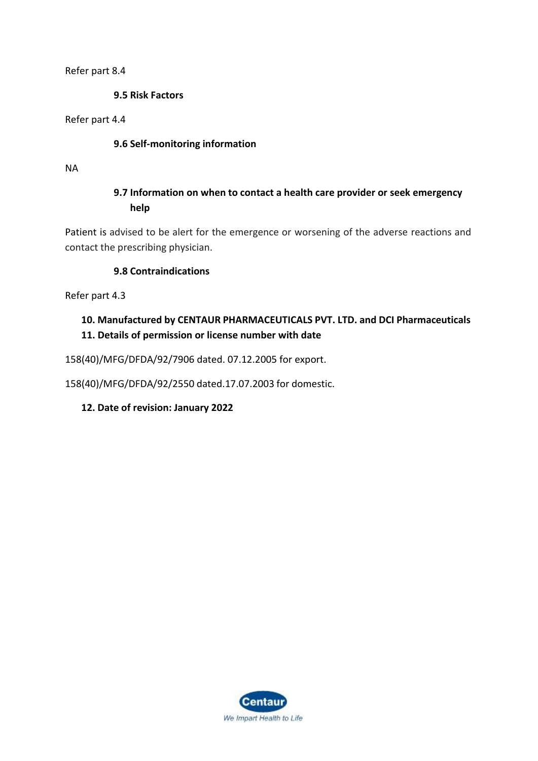Refer part 8.4

### 9.5 Risk Factors

Refer part 4.4

### 9.6 Self-monitoring information

NA

### 9.7 Information on when to contact a health care provider or seek emergency help

Patient is advised to be alert for the emergence or worsening of the adverse reactions and contact the prescribing physician.

### 9.8 Contraindications

Refer part 4.3

## 10. Manufactured by CENTAUR PHARMACEUTICALS PVT. LTD. and DCI Pharmaceuticals

## 11. Details of permission or license number with date

158(40)/MFG/DFDA/92/7906 dated. 07.12.2005 for export.

158(40)/MFG/DFDA/92/2550 dated.17.07.2003 for domestic.

## 12. Date of revision: January 2022

Centaur
We Impart Health to Life